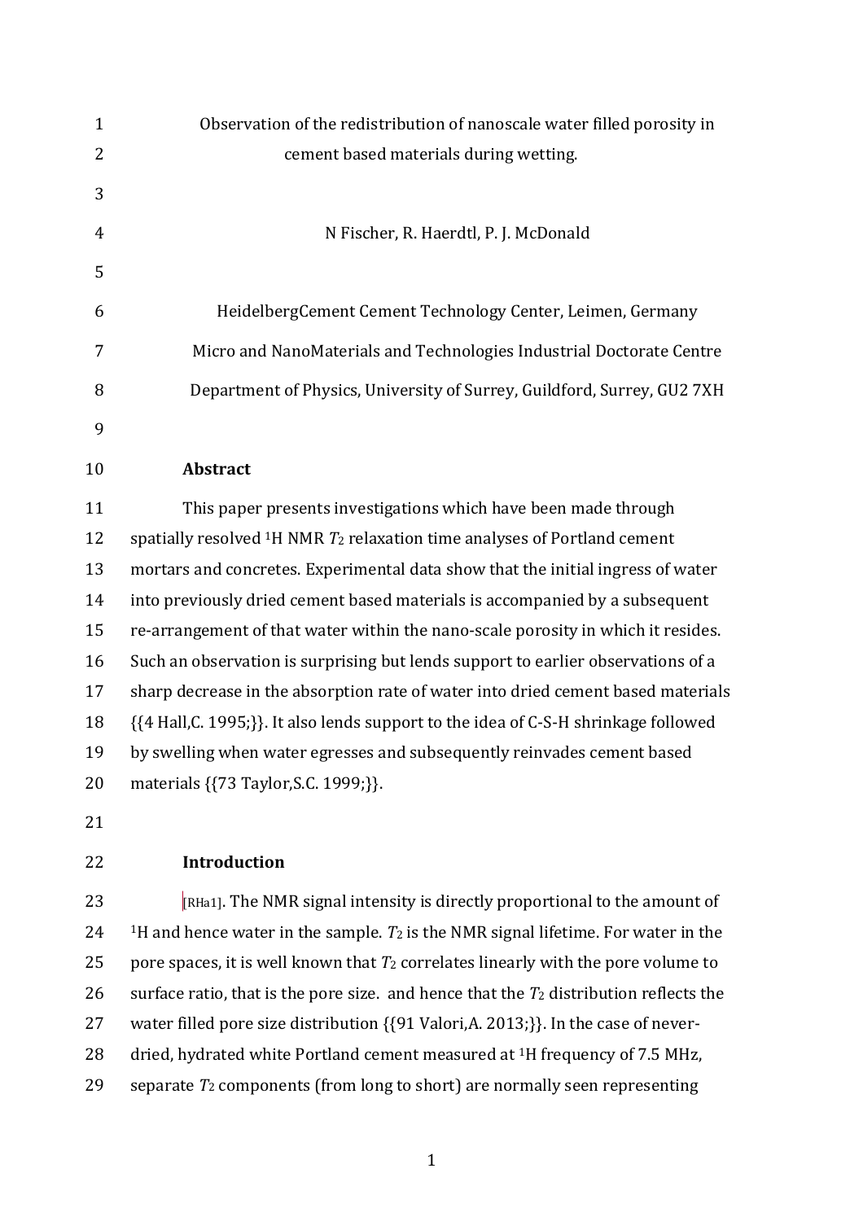# Observation of the redistribution of nanoscale water filled porosity in cement based materials during wetting.

N Fischer, R. Haerdtl, P. J. McDonald

HeidelbergCement Cement Technology Center, Leimen, Germany

Micro and NanoMaterials and Technologies Industrial Doctorate Centre

Department of Physics, University of Surrey, Guildford, Surrey, GU2 7XH

## Abstract

This paper presents investigations which have been made through spatially resolved $^1H$ NMR $T_2$ relaxation time analyses of Portland cement mortars and concretes. Experimental data show that the initial ingress of water into previously dried cement based materials is accompanied by a subsequent re-arrangement of that water within the nano-scale porosity in which it resides. Such an observation is surprising but lends support to earlier observations of a sharp decrease in the absorption rate of water into dried cement based materials {{4 Hall,C. 1995;}}. It also lends support to the idea of C-S-H shrinkage followed by swelling when water egresses and subsequently reinvades cement based materials {{73 Taylor,S.C. 1999;}}.

## Introduction

[RHa1]. The NMR signal intensity is directly proportional to the amount of $^1H$ and hence water in the sample. $T_2$ is the NMR signal lifetime. For water in the pore spaces, it is well known that $T_2$ correlates linearly with the pore volume to surface ratio, that is the pore size. and hence that the $T_2$ distribution reflects the water filled pore size distribution {{91 Valori,A. 2013;}}. In the case of never-dried, hydrated white Portland cement measured at $^1H$ frequency of 7.5 MHz, separate $T_2$ components (from long to short) are normally seen representing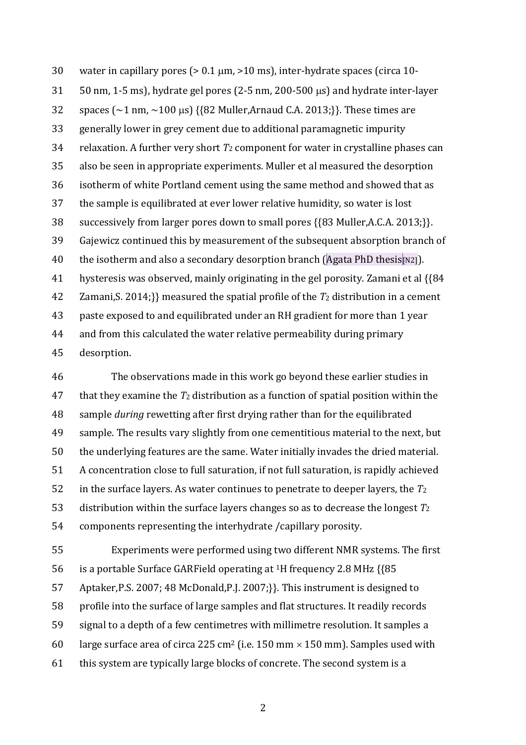water in capillary pores (> 0.1 μm, >10 ms), inter-hydrate spaces (circa 10-50 nm, 1-5 ms), hydrate gel pores (2-5 nm, 200-500 μs) and hydrate inter-layer spaces (~1 nm, ~100 μs) {{82 Muller,Arnaud C.A. 2013;}}. These times are generally lower in grey cement due to additional paramagnetic impurity relaxation. A further very short $T_2$ component for water in crystalline phases can also be seen in appropriate experiments. Muller et al measured the desorption isotherm of white Portland cement using the same method and showed that as the sample is equilibrated at ever lower relative humidity, so water is lost successively from larger pores down to small pores {{83 Muller,A.C.A. 2013;}}. Gajewicz continued this by measurement of the subsequent absorption branch of the isotherm and also a secondary desorption branch (Agata PhD thesis[N2]). hysteresis was observed, mainly originating in the gel porosity. Zamani et al {{84 Zamani,S. 2014;}} measured the spatial profile of the $T_2$ distribution in a cement paste exposed to and equilibrated under an RH gradient for more than 1 year and from this calculated the water relative permeability during primary desorption.

The observations made in this work go beyond these earlier studies in that they examine the $T_2$ distribution as a function of spatial position within the sample *during* rewetting after first drying rather than for the equilibrated sample. The results vary slightly from one cementitious material to the next, but the underlying features are the same. Water initially invades the dried material. A concentration close to full saturation, if not full saturation, is rapidly achieved in the surface layers. As water continues to penetrate to deeper layers, the $T_2$ distribution within the surface layers changes so as to decrease the longest $T_2$ components representing the interhydrate /capillary porosity.

Experiments were performed using two different NMR systems. The first is a portable Surface GARField operating at $^1$H frequency 2.8 MHz {{85 Aptaker,P.S. 2007; 48 McDonald,P.J. 2007;}}. This instrument is designed to profile into the surface of large samples and flat structures. It readily records signal to a depth of a few centimetres with millimetre resolution. It samples a large surface area of circa 225 cm$^2$ (i.e. 150 mm × 150 mm). Samples used with this system are typically large blocks of concrete. The second system is a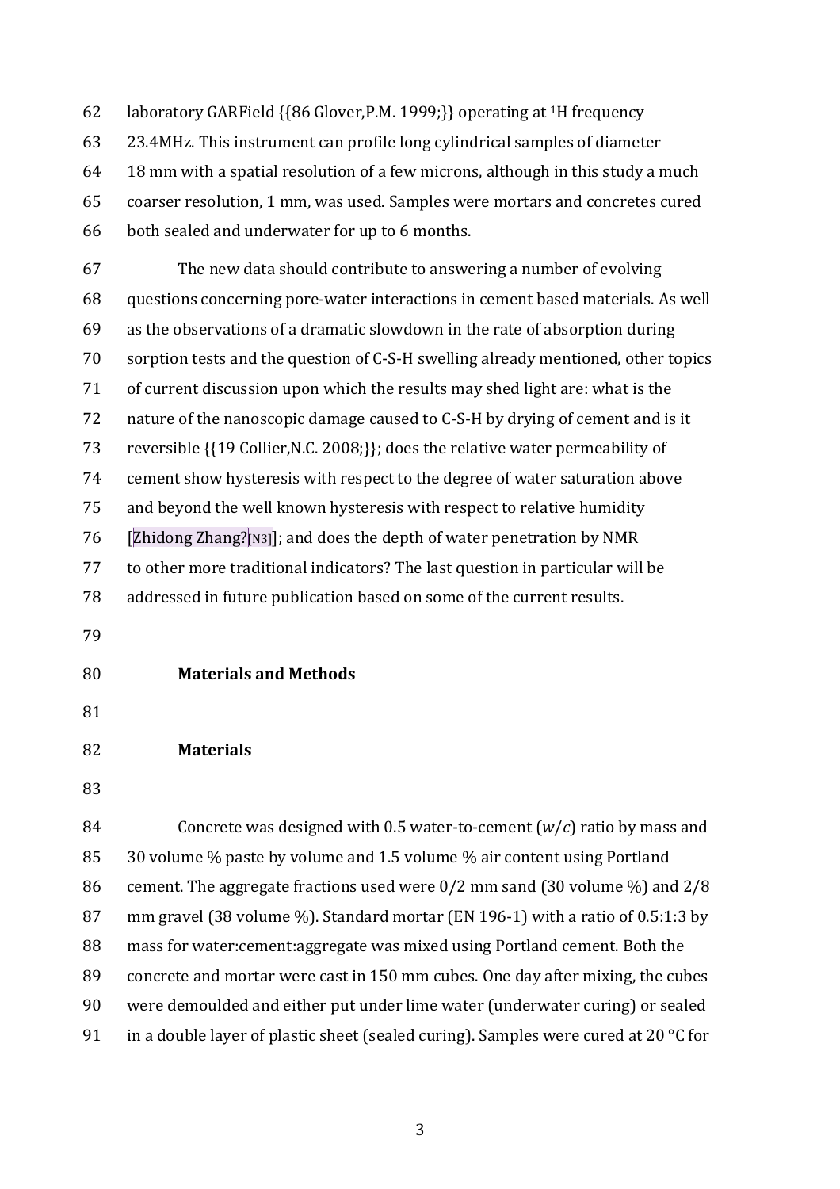laboratory GARField {{86 Glover,P.M. 1999;}} operating at [1]H frequency 23.4MHz. This instrument can profile long cylindrical samples of diameter 18 mm with a spatial resolution of a few microns, although in this study a much coarser resolution, 1 mm, was used. Samples were mortars and concretes cured both sealed and underwater for up to 6 months.

The new data should contribute to answering a number of evolving questions concerning pore-water interactions in cement based materials. As well as the observations of a dramatic slowdown in the rate of absorption during sorption tests and the question of C-S-H swelling already mentioned, other topics of current discussion upon which the results may shed light are: what is the nature of the nanoscopic damage caused to C-S-H by drying of cement and is it reversible {{19 Collier,N.C. 2008;}}; does the relative water permeability of cement show hysteresis with respect to the degree of water saturation above and beyond the well known hysteresis with respect to relative humidity [Zhidong Zhang?[N3]]; and does the depth of water penetration by NMR to other more traditional indicators? The last question in particular will be addressed in future publication based on some of the current results.

## Materials and Methods

### Materials

Concrete was designed with 0.5 water-to-cement ($w/c$) ratio by mass and 30 volume % paste by volume and 1.5 volume % air content using Portland cement. The aggregate fractions used were 0/2 mm sand (30 volume %) and 2/8 mm gravel (38 volume %). Standard mortar (EN 196-1) with a ratio of 0.5:1:3 by mass for water:cement:aggregate was mixed using Portland cement. Both the concrete and mortar were cast in 150 mm cubes. One day after mixing, the cubes were demoulded and either put under lime water (underwater curing) or sealed in a double layer of plastic sheet (sealed curing). Samples were cured at 20 °C for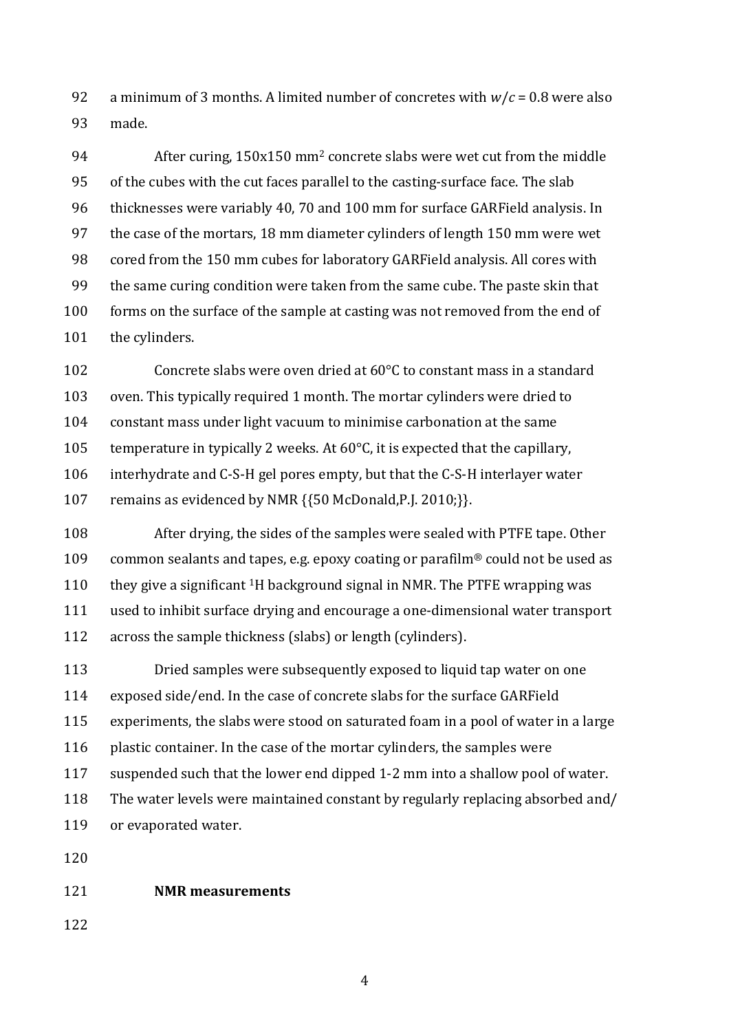a minimum of 3 months. A limited number of concretes with $w/c$ = 0.8 were also made.

After curing, 150x150 mm$^2$ concrete slabs were wet cut from the middle of the cubes with the cut faces parallel to the casting-surface face. The slab thicknesses were variably 40, 70 and 100 mm for surface GARField analysis. In the case of the mortars, 18 mm diameter cylinders of length 150 mm were wet cored from the 150 mm cubes for laboratory GARField analysis. All cores with the same curing condition were taken from the same cube. The paste skin that forms on the surface of the sample at casting was not removed from the end of the cylinders.

Concrete slabs were oven dried at 60°C to constant mass in a standard oven. This typically required 1 month. The mortar cylinders were dried to constant mass under light vacuum to minimise carbonation at the same temperature in typically 2 weeks. At 60°C, it is expected that the capillary, interhydrate and C-S-H gel pores empty, but that the C-S-H interlayer water remains as evidenced by NMR {{50 McDonald,P.J. 2010;}}.

After drying, the sides of the samples were sealed with PTFE tape. Other common sealants and tapes, e.g. epoxy coating or parafilm® could not be used as they give a significant $^1$H background signal in NMR. The PTFE wrapping was used to inhibit surface drying and encourage a one-dimensional water transport across the sample thickness (slabs) or length (cylinders).

Dried samples were subsequently exposed to liquid tap water on one exposed side/end. In the case of concrete slabs for the surface GARField experiments, the slabs were stood on saturated foam in a pool of water in a large plastic container. In the case of the mortar cylinders, the samples were suspended such that the lower end dipped 1-2 mm into a shallow pool of water. The water levels were maintained constant by regularly replacing absorbed and/ or evaporated water.

**NMR measurements**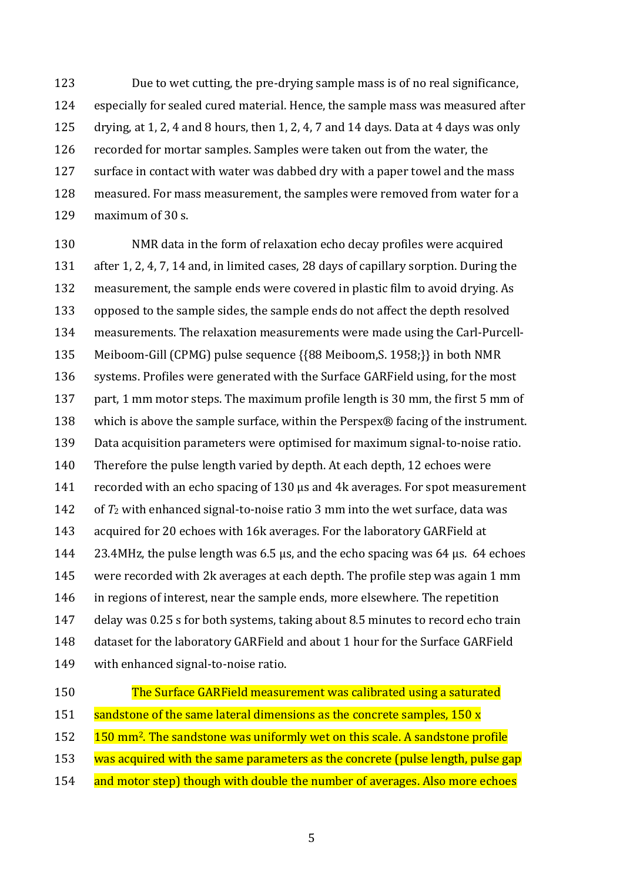Due to wet cutting, the pre-drying sample mass is of no real significance, especially for sealed cured material. Hence, the sample mass was measured after drying, at 1, 2, 4 and 8 hours, then 1, 2, 4, 7 and 14 days. Data at 4 days was only recorded for mortar samples. Samples were taken out from the water, the surface in contact with water was dabbed dry with a paper towel and the mass measured. For mass measurement, the samples were removed from water for a maximum of 30 s.

NMR data in the form of relaxation echo decay profiles were acquired after 1, 2, 4, 7, 14 and, in limited cases, 28 days of capillary sorption. During the measurement, the sample ends were covered in plastic film to avoid drying. As opposed to the sample sides, the sample ends do not affect the depth resolved measurements. The relaxation measurements were made using the Carl-Purcell-Meiboom-Gill (CPMG) pulse sequence {{88 Meiboom,S. 1958;}} in both NMR systems. Profiles were generated with the Surface GARField using, for the most part, 1 mm motor steps. The maximum profile length is 30 mm, the first 5 mm of which is above the sample surface, within the Perspex® facing of the instrument. Data acquisition parameters were optimised for maximum signal-to-noise ratio. Therefore the pulse length varied by depth. At each depth, 12 echoes were recorded with an echo spacing of 130 μs and 4k averages. For spot measurement of $T_2$ with enhanced signal-to-noise ratio 3 mm into the wet surface, data was acquired for 20 echoes with 16k averages. For the laboratory GARField at 23.4MHz, the pulse length was 6.5 μs, and the echo spacing was 64 μs. 64 echoes were recorded with 2k averages at each depth. The profile step was again 1 mm in regions of interest, near the sample ends, more elsewhere. The repetition delay was 0.25 s for both systems, taking about 8.5 minutes to record echo train dataset for the laboratory GARField and about 1 hour for the Surface GARField with enhanced signal-to-noise ratio.

The Surface GARField measurement was calibrated using a saturated sandstone of the same lateral dimensions as the concrete samples, 150 x 150 mm$^2$. The sandstone was uniformly wet on this scale. A sandstone profile was acquired with the same parameters as the concrete (pulse length, pulse gap and motor step) though with double the number of averages. Also more echoes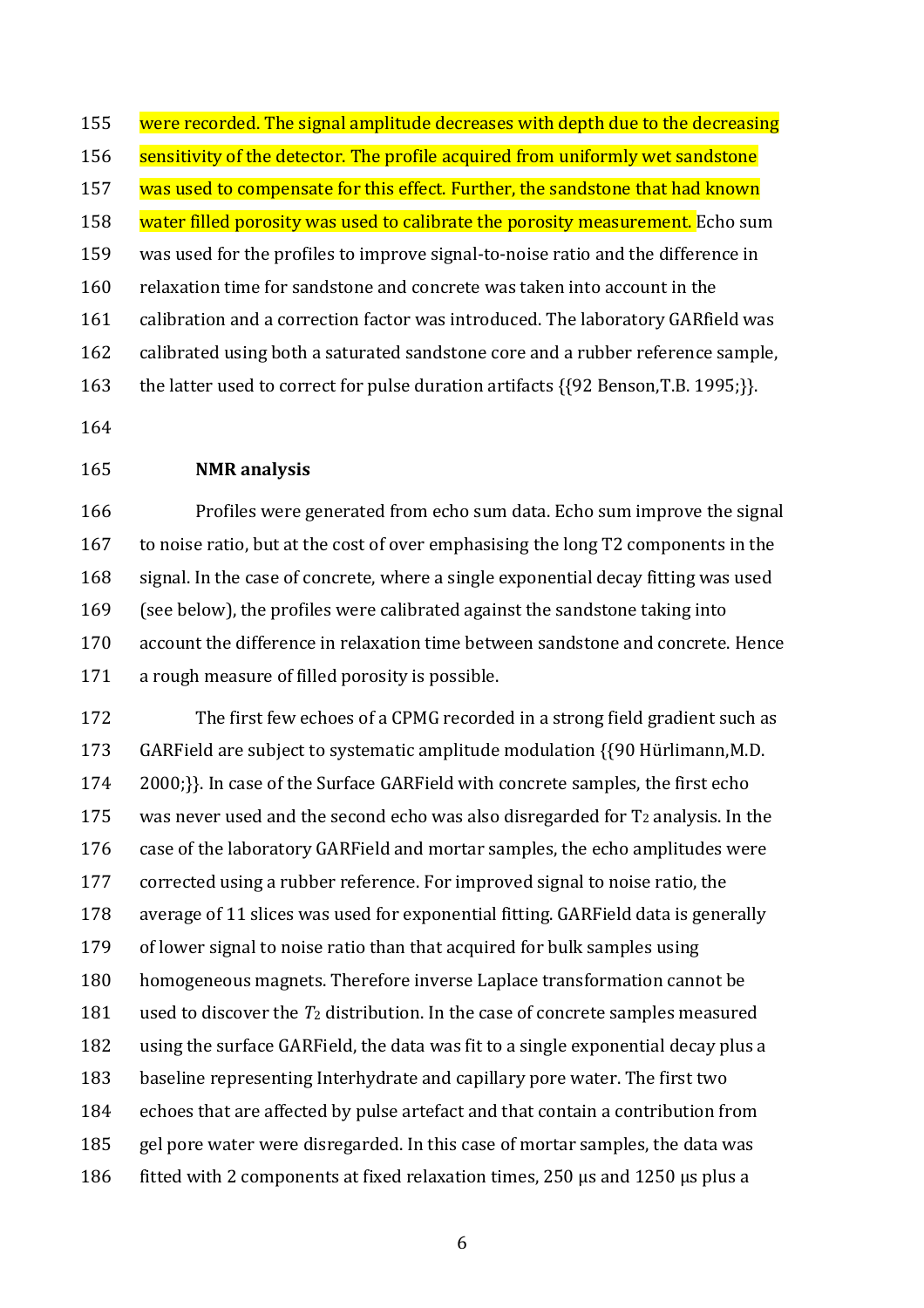were recorded. The signal amplitude decreases with depth due to the decreasing sensitivity of the detector. The profile acquired from uniformly wet sandstone was used to compensate for this effect. Further, the sandstone that had known water filled porosity was used to calibrate the porosity measurement. Echo sum was used for the profiles to improve signal-to-noise ratio and the difference in relaxation time for sandstone and concrete was taken into account in the calibration and a correction factor was introduced. The laboratory GARfield was calibrated using both a saturated sandstone core and a rubber reference sample, the latter used to correct for pulse duration artifacts {{92 Benson,T.B. 1995;}}.

### NMR analysis

Profiles were generated from echo sum data. Echo sum improve the signal to noise ratio, but at the cost of over emphasising the long T2 components in the signal. In the case of concrete, where a single exponential decay fitting was used (see below), the profiles were calibrated against the sandstone taking into account the difference in relaxation time between sandstone and concrete. Hence a rough measure of filled porosity is possible.

The first few echoes of a CPMG recorded in a strong field gradient such as GARField are subject to systematic amplitude modulation {{90 Hürlimann,M.D. 2000;}}. In case of the Surface GARField with concrete samples, the first echo was never used and the second echo was also disregarded for $T_2$ analysis. In the case of the laboratory GARField and mortar samples, the echo amplitudes were corrected using a rubber reference. For improved signal to noise ratio, the average of 11 slices was used for exponential fitting. GARField data is generally of lower signal to noise ratio than that acquired for bulk samples using homogeneous magnets. Therefore inverse Laplace transformation cannot be used to discover the $T_2$ distribution. In the case of concrete samples measured using the surface GARField, the data was fit to a single exponential decay plus a baseline representing Interhydrate and capillary pore water. The first two echoes that are affected by pulse artefact and that contain a contribution from gel pore water were disregarded. In this case of mortar samples, the data was fitted with 2 components at fixed relaxation times, 250 μs and 1250 μs plus a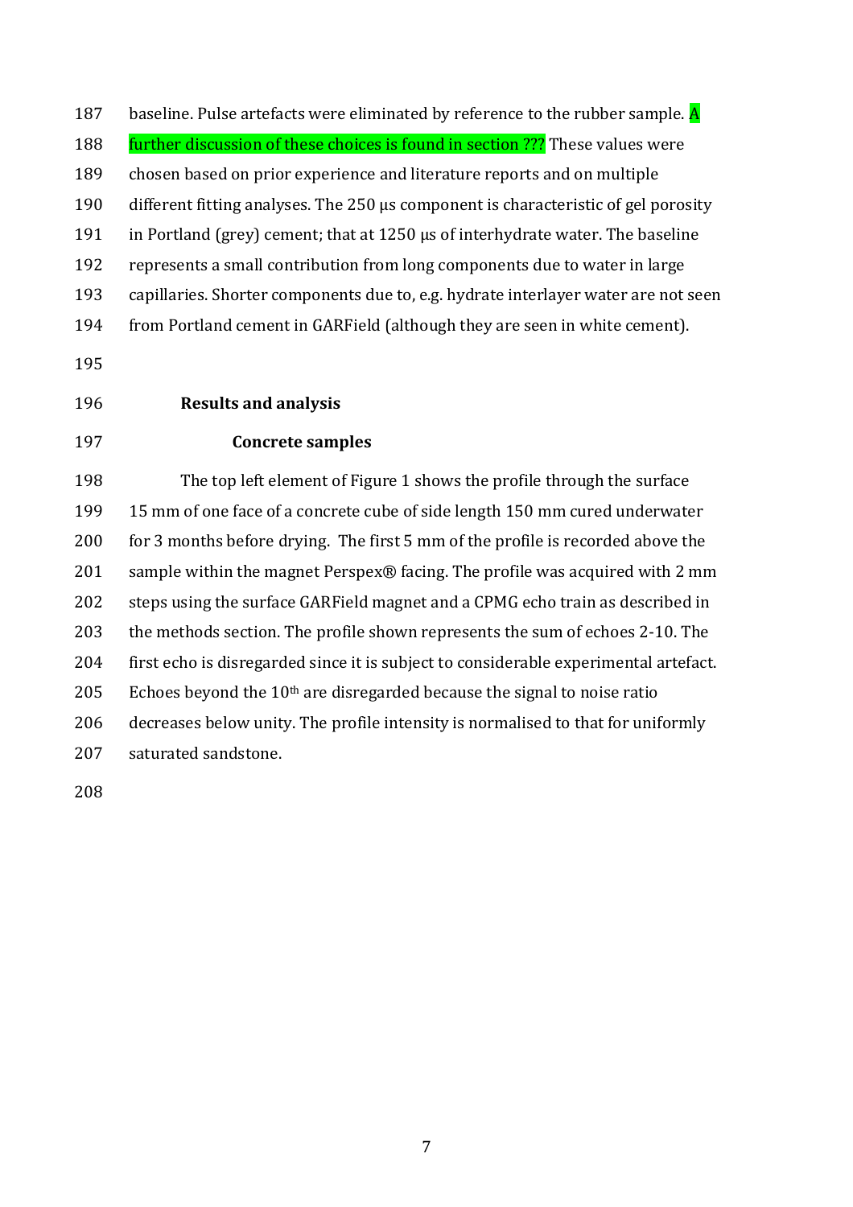baseline. Pulse artefacts were eliminated by reference to the rubber sample. A further discussion of these choices is found in section ??? These values were chosen based on prior experience and literature reports and on multiple different fitting analyses. The 250 μs component is characteristic of gel porosity in Portland (grey) cement; that at 1250 μs of interhydrate water. The baseline represents a small contribution from long components due to water in large capillaries. Shorter components due to, e.g. hydrate interlayer water are not seen from Portland cement in GARField (although they are seen in white cement).

## Results and analysis

### Concrete samples

The top left element of Figure 1 shows the profile through the surface 15 mm of one face of a concrete cube of side length 150 mm cured underwater for 3 months before drying. The first 5 mm of the profile is recorded above the sample within the magnet Perspex® facing. The profile was acquired with 2 mm steps using the surface GARField magnet and a CPMG echo train as described in the methods section. The profile shown represents the sum of echoes 2-10. The first echo is disregarded since it is subject to considerable experimental artefact. Echoes beyond the 10th are disregarded because the signal to noise ratio decreases below unity. The profile intensity is normalised to that for uniformly saturated sandstone.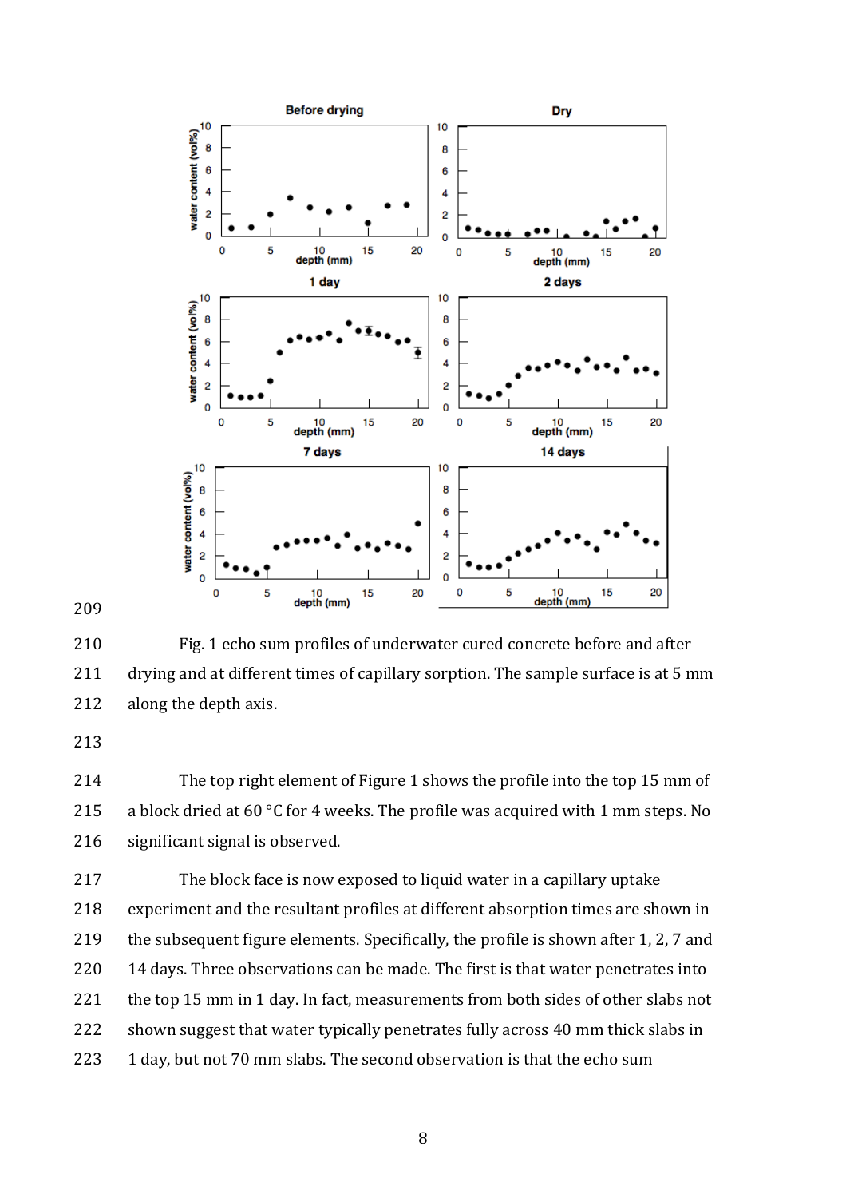Fig. 1 echo sum profiles of underwater cured concrete before and after drying and at different times of capillary sorption. The sample surface is at 5 mm along the depth axis.

The top right element of Figure 1 shows the profile into the top 15 mm of a block dried at 60 °C for 4 weeks. The profile was acquired with 1 mm steps. No significant signal is observed.

The block face is now exposed to liquid water in a capillary uptake experiment and the resultant profiles at different absorption times are shown in the subsequent figure elements. Specifically, the profile is shown after 1, 2, 7 and 14 days. Three observations can be made. The first is that water penetrates into the top 15 mm in 1 day. In fact, measurements from both sides of other slabs not shown suggest that water typically penetrates fully across 40 mm thick slabs in 1 day, but not 70 mm slabs. The second observation is that the echo sum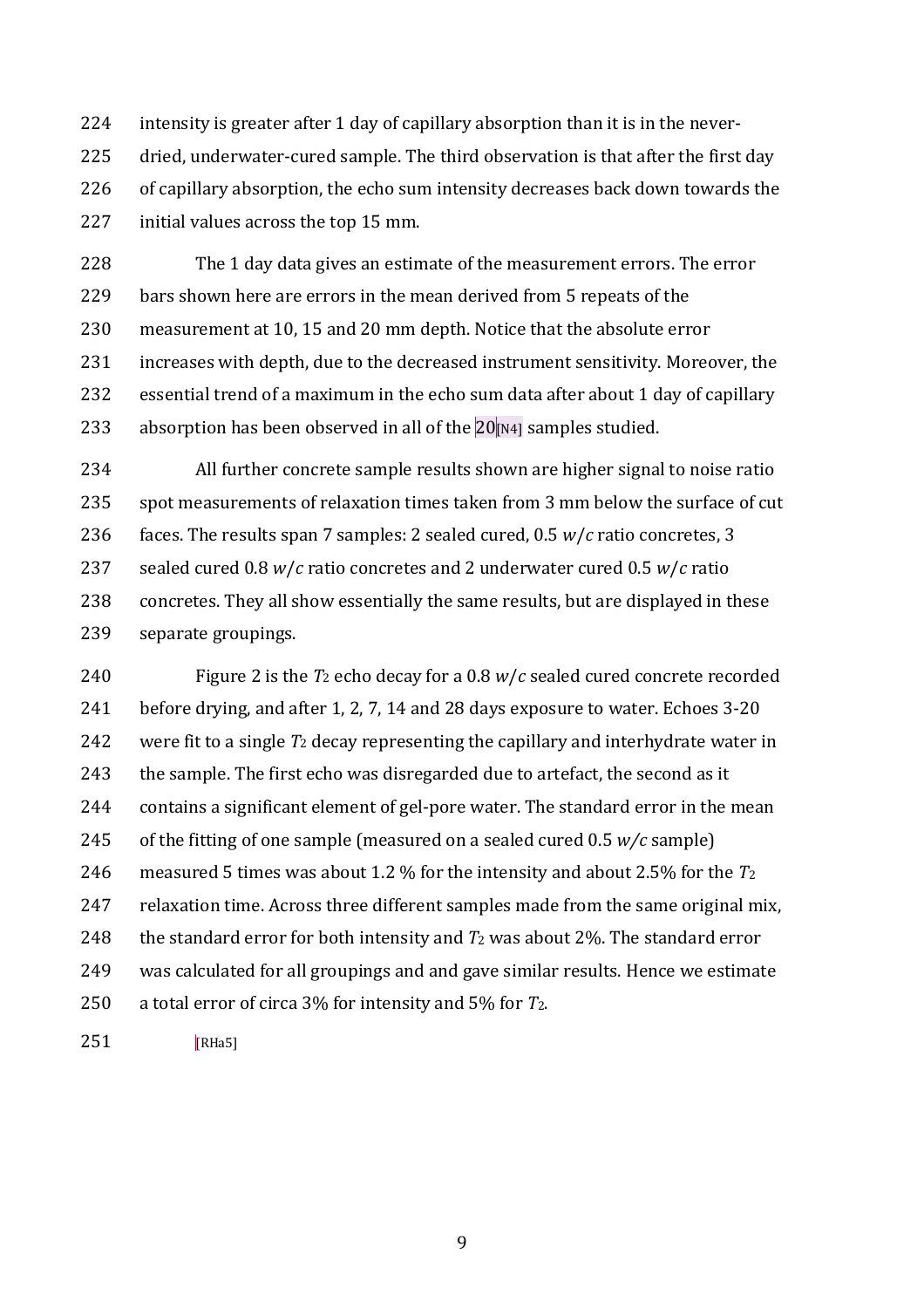intensity is greater after 1 day of capillary absorption than it is in the never-dried, underwater-cured sample. The third observation is that after the first day of capillary absorption, the echo sum intensity decreases back down towards the initial values across the top 15 mm.

The 1 day data gives an estimate of the measurement errors. The error bars shown here are errors in the mean derived from 5 repeats of the measurement at 10, 15 and 20 mm depth. Notice that the absolute error increases with depth, due to the decreased instrument sensitivity. Moreover, the essential trend of a maximum in the echo sum data after about 1 day of capillary absorption has been observed in all of the 20[N4] samples studied.

All further concrete sample results shown are higher signal to noise ratio spot measurements of relaxation times taken from 3 mm below the surface of cut faces. The results span 7 samples: 2 sealed cured, 0.5 *w*/*c* ratio concretes, 3 sealed cured 0.8 *w*/*c* ratio concretes and 2 underwater cured 0.5 *w*/*c* ratio concretes. They all show essentially the same results, but are displayed in these separate groupings.

Figure 2 is the $T_2$ echo decay for a 0.8 *w*/*c* sealed cured concrete recorded before drying, and after 1, 2, 7, 14 and 28 days exposure to water. Echoes 3-20 were fit to a single $T_2$ decay representing the capillary and interhydrate water in the sample. The first echo was disregarded due to artefact, the second as it contains a significant element of gel-pore water. The standard error in the mean of the fitting of one sample (measured on a sealed cured 0.5 *w/c* sample) measured 5 times was about 1.2 % for the intensity and about 2.5% for the $T_2$ relaxation time. Across three different samples made from the same original mix, the standard error for both intensity and $T_2$ was about 2%. The standard error was calculated for all groupings and and gave similar results. Hence we estimate a total error of circa 3% for intensity and 5% for $T_2$.

[RHa5]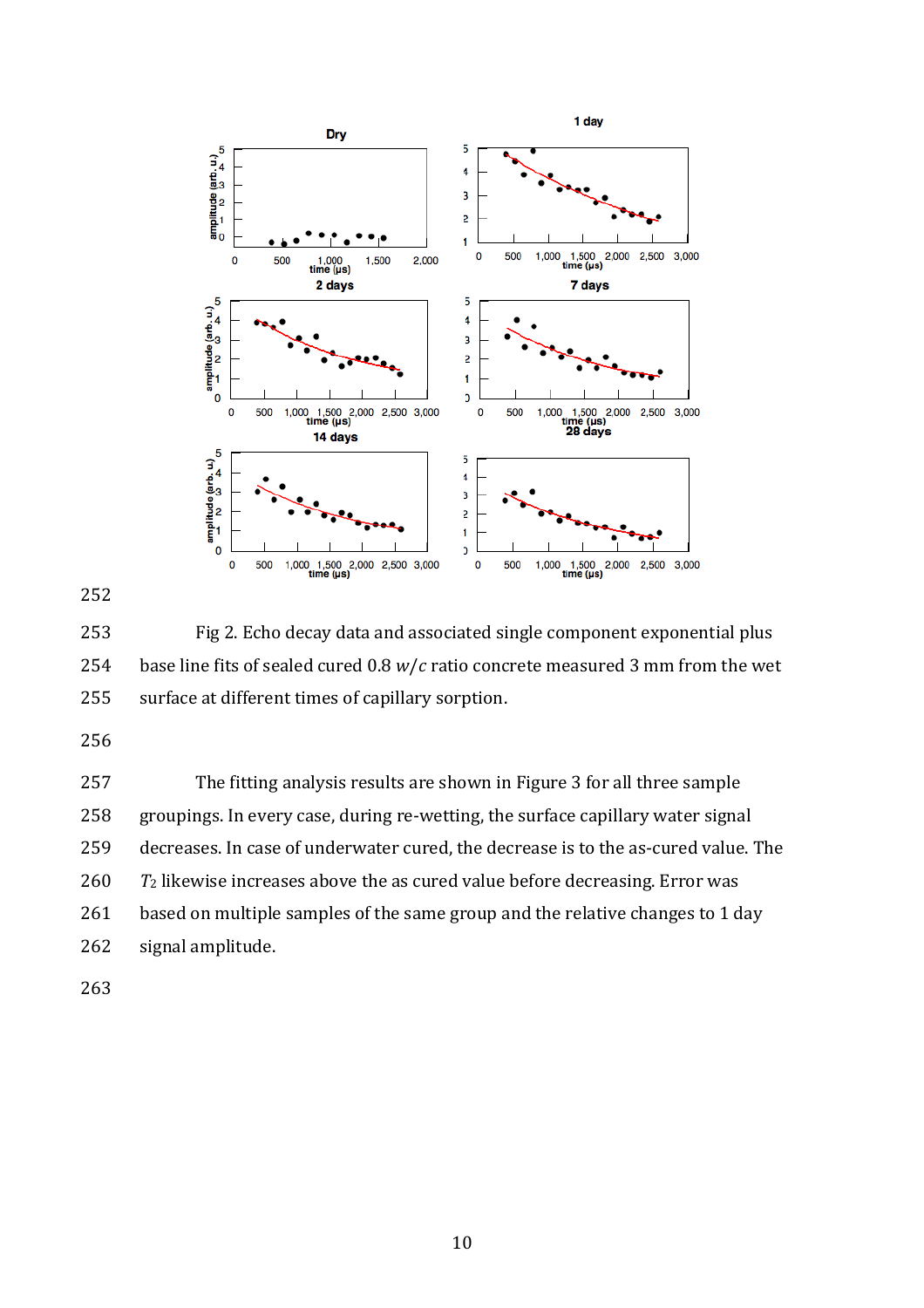Fig 2. Echo decay data and associated single component exponential plus base line fits of sealed cured 0.8 *w*/*c* ratio concrete measured 3 mm from the wet surface at different times of capillary sorption.

The fitting analysis results are shown in Figure 3 for all three sample groupings. In every case, during re-wetting, the surface capillary water signal decreases. In case of underwater cured, the decrease is to the as-cured value. The $T_2$ likewise increases above the as cured value before decreasing. Error was based on multiple samples of the same group and the relative changes to 1 day signal amplitude.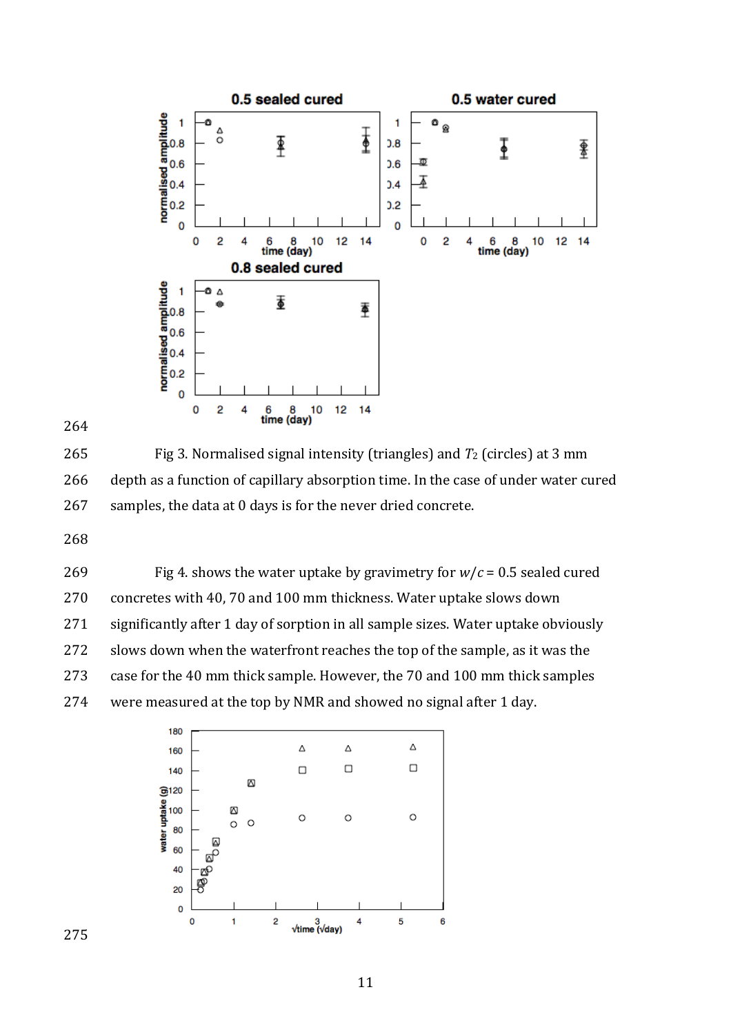Fig 3. Normalised signal intensity (triangles) and $T_2$ (circles) at 3 mm depth as a function of capillary absorption time. In the case of under water cured samples, the data at 0 days is for the never dried concrete.

Fig 4. shows the water uptake by gravimetry for $w/c$ = 0.5 sealed cured concretes with 40, 70 and 100 mm thickness. Water uptake slows down significantly after 1 day of sorption in all sample sizes. Water uptake obviously slows down when the waterfront reaches the top of the sample, as it was the case for the 40 mm thick sample. However, the 70 and 100 mm thick samples were measured at the top by NMR and showed no signal after 1 day.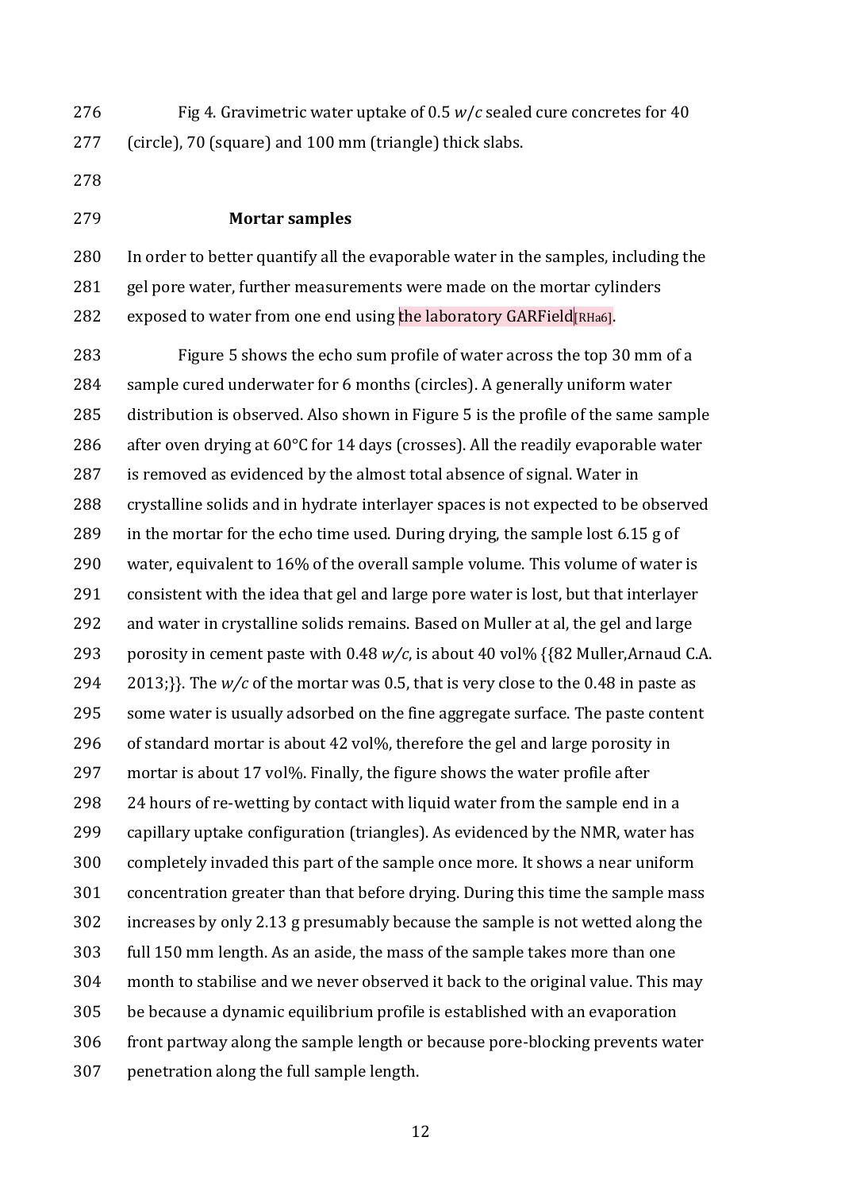Fig 4. Gravimetric water uptake of 0.5 *w/c* sealed cure concretes for 40 (circle), 70 (square) and 100 mm (triangle) thick slabs.

### Mortar samples

In order to better quantify all the evaporable water in the samples, including the gel pore water, further measurements were made on the mortar cylinders exposed to water from one end using the laboratory GARField[RHa6].

Figure 5 shows the echo sum profile of water across the top 30 mm of a sample cured underwater for 6 months (circles). A generally uniform water distribution is observed. Also shown in Figure 5 is the profile of the same sample after oven drying at 60°C for 14 days (crosses). All the readily evaporable water is removed as evidenced by the almost total absence of signal. Water in crystalline solids and in hydrate interlayer spaces is not expected to be observed in the mortar for the echo time used. During drying, the sample lost 6.15 g of water, equivalent to 16% of the overall sample volume. This volume of water is consistent with the idea that gel and large pore water is lost, but that interlayer and water in crystalline solids remains. Based on Muller at al, the gel and large porosity in cement paste with 0.48 *w/c*, is about 40 vol% {{82 Muller,Arnaud C.A. 2013;}}. The *w/c* of the mortar was 0.5, that is very close to the 0.48 in paste as some water is usually adsorbed on the fine aggregate surface. The paste content of standard mortar is about 42 vol%, therefore the gel and large porosity in mortar is about 17 vol%. Finally, the figure shows the water profile after 24 hours of re-wetting by contact with liquid water from the sample end in a capillary uptake configuration (triangles). As evidenced by the NMR, water has completely invaded this part of the sample once more. It shows a near uniform concentration greater than that before drying. During this time the sample mass increases by only 2.13 g presumably because the sample is not wetted along the full 150 mm length. As an aside, the mass of the sample takes more than one month to stabilise and we never observed it back to the original value. This may be because a dynamic equilibrium profile is established with an evaporation front partway along the sample length or because pore-blocking prevents water penetration along the full sample length.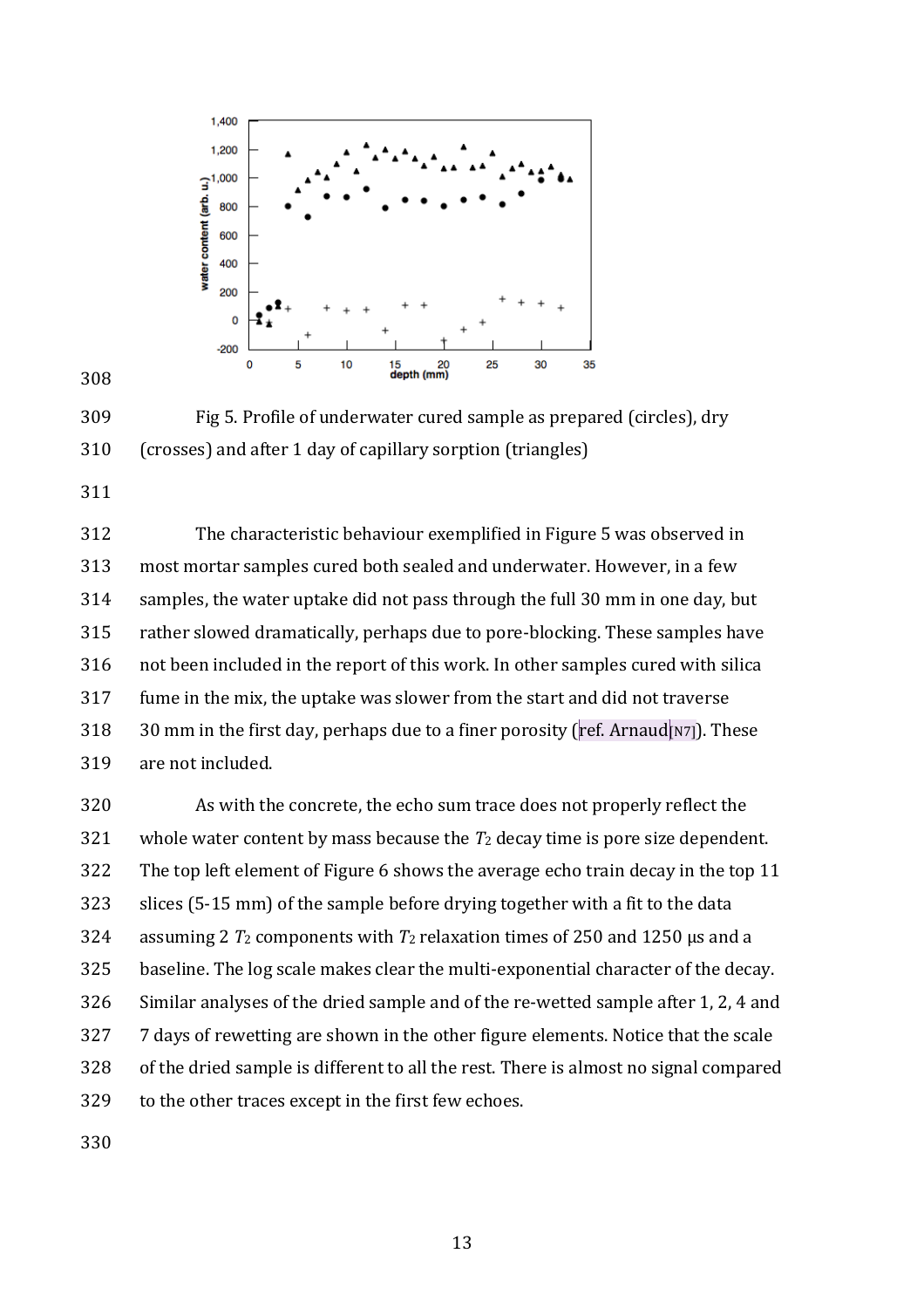Fig 5. Profile of underwater cured sample as prepared (circles), dry (crosses) and after 1 day of capillary sorption (triangles)

The characteristic behaviour exemplified in Figure 5 was observed in most mortar samples cured both sealed and underwater. However, in a few samples, the water uptake did not pass through the full 30 mm in one day, but rather slowed dramatically, perhaps due to pore-blocking. These samples have not been included in the report of this work. In other samples cured with silica fume in the mix, the uptake was slower from the start and did not traverse 30 mm in the first day, perhaps due to a finer porosity (ref. Arnaud[N7]). These are not included.

As with the concrete, the echo sum trace does not properly reflect the whole water content by mass because the $T_2$ decay time is pore size dependent. The top left element of Figure 6 shows the average echo train decay in the top 11 slices (5-15 mm) of the sample before drying together with a fit to the data assuming 2 $T_2$ components with $T_2$ relaxation times of 250 and 1250 μs and a baseline. The log scale makes clear the multi-exponential character of the decay. Similar analyses of the dried sample and of the re-wetted sample after 1, 2, 4 and 7 days of rewetting are shown in the other figure elements. Notice that the scale of the dried sample is different to all the rest. There is almost no signal compared to the other traces except in the first few echoes.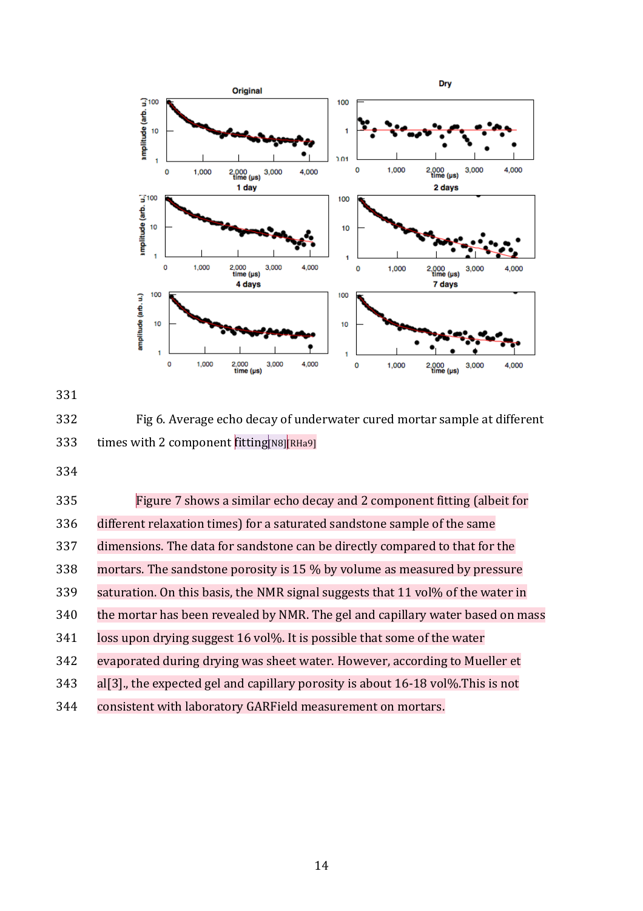Fig 6. Average echo decay of underwater cured mortar sample at different times with 2 component fitting[N8][RHa9]

Figure 7 shows a similar echo decay and 2 component fitting (albeit for different relaxation times) for a saturated sandstone sample of the same dimensions. The data for sandstone can be directly compared to that for the mortars. The sandstone porosity is 15 % by volume as measured by pressure saturation. On this basis, the NMR signal suggests that 11 vol% of the water in the mortar has been revealed by NMR. The gel and capillary water based on mass loss upon drying suggest 16 vol%. It is possible that some of the water evaporated during drying was sheet water. However, according to Mueller et al[3]., the expected gel and capillary porosity is about 16-18 vol%.This is not consistent with laboratory GARField measurement on mortars.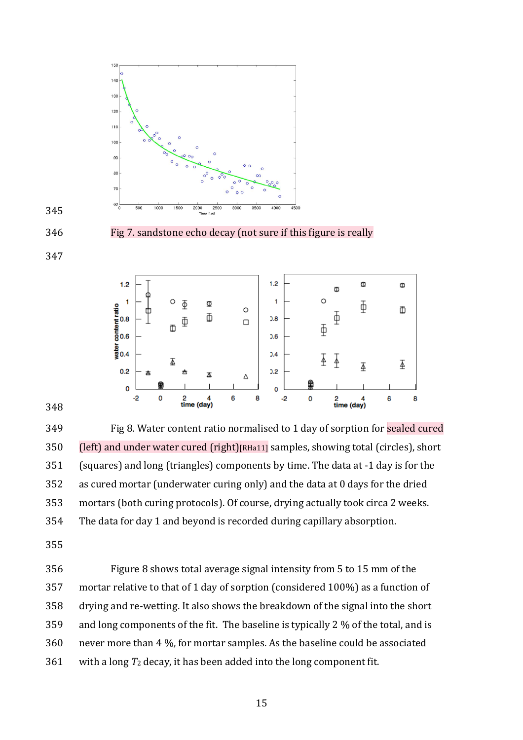Fig 7. sandstone echo decay (not sure if this figure is really

Fig 8. Water content ratio normalised to 1 day of sorption for sealed cured (left) and under water cured (right)[RHa11] samples, showing total (circles), short (squares) and long (triangles) components by time. The data at -1 day is for the as cured mortar (underwater curing only) and the data at 0 days for the dried mortars (both curing protocols). Of course, drying actually took circa 2 weeks. The data for day 1 and beyond is recorded during capillary absorption.

Figure 8 shows total average signal intensity from 5 to 15 mm of the mortar relative to that of 1 day of sorption (considered 100%) as a function of drying and re-wetting. It also shows the breakdown of the signal into the short and long components of the fit. The baseline is typically 2 % of the total, and is never more than 4 %, for mortar samples. As the baseline could be associated with a long $T_2$ decay, it has been added into the long component fit.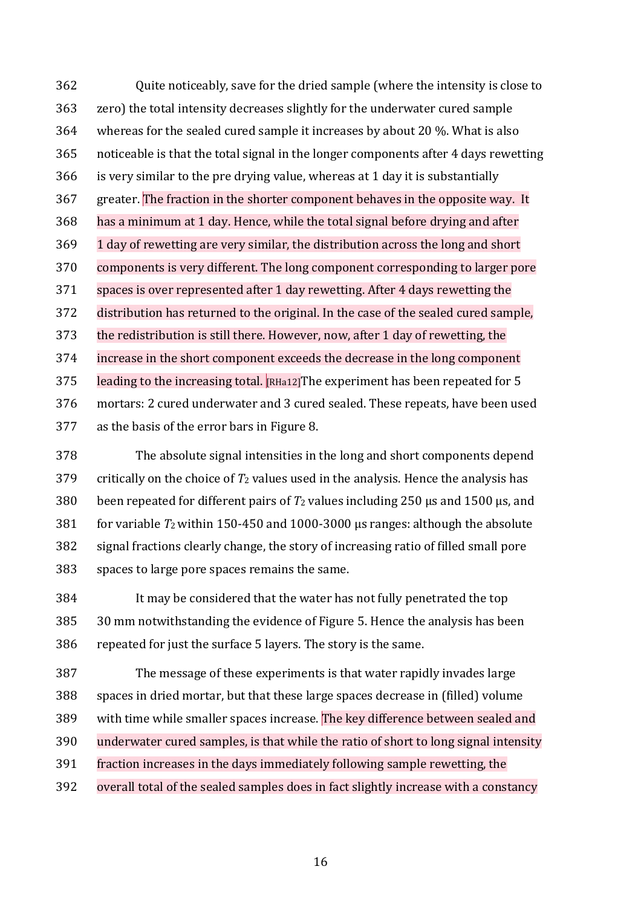Quite noticeably, save for the dried sample (where the intensity is close to zero) the total intensity decreases slightly for the underwater cured sample whereas for the sealed cured sample it increases by about 20 %. What is also noticeable is that the total signal in the longer components after 4 days rewetting is very similar to the pre drying value, whereas at 1 day it is substantially greater. The fraction in the shorter component behaves in the opposite way. It has a minimum at 1 day. Hence, while the total signal before drying and after 1 day of rewetting are very similar, the distribution across the long and short components is very different. The long component corresponding to larger pore spaces is over represented after 1 day rewetting. After 4 days rewetting the distribution has returned to the original. In the case of the sealed cured sample, the redistribution is still there. However, now, after 1 day of rewetting, the increase in the short component exceeds the decrease in the long component leading to the increasing total. [RHa12]The experiment has been repeated for 5 mortars: 2 cured underwater and 3 cured sealed. These repeats, have been used as the basis of the error bars in Figure 8.

The absolute signal intensities in the long and short components depend critically on the choice of $T_2$ values used in the analysis. Hence the analysis has been repeated for different pairs of $T_2$ values including 250 μs and 1500 μs, and for variable $T_2$ within 150-450 and 1000-3000 μs ranges: although the absolute signal fractions clearly change, the story of increasing ratio of filled small pore spaces to large pore spaces remains the same.

It may be considered that the water has not fully penetrated the top 30 mm notwithstanding the evidence of Figure 5. Hence the analysis has been repeated for just the surface 5 layers. The story is the same.

The message of these experiments is that water rapidly invades large spaces in dried mortar, but that these large spaces decrease in (filled) volume with time while smaller spaces increase. The key difference between sealed and underwater cured samples, is that while the ratio of short to long signal intensity fraction increases in the days immediately following sample rewetting, the overall total of the sealed samples does in fact slightly increase with a constancy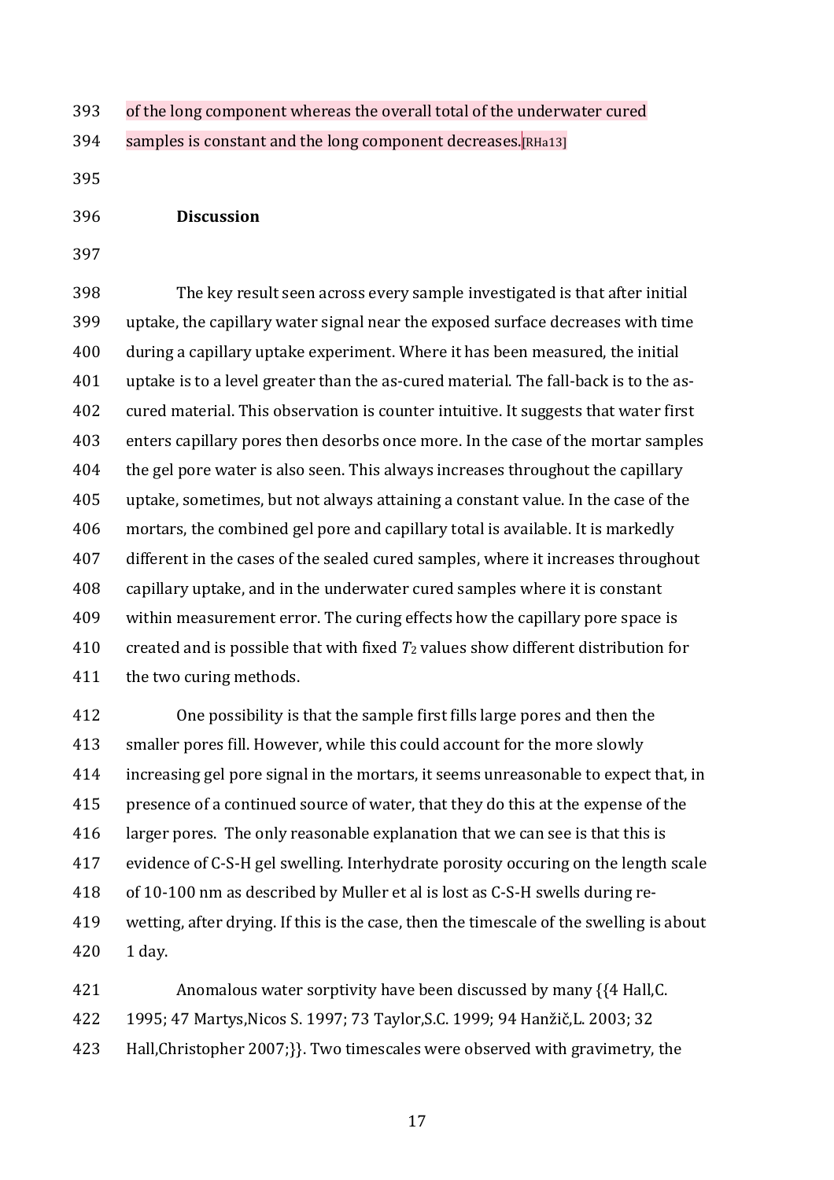of the long component whereas the overall total of the underwater cured samples is constant and the long component decreases.[RHa13]

## Discussion

The key result seen across every sample investigated is that after initial uptake, the capillary water signal near the exposed surface decreases with time during a capillary uptake experiment. Where it has been measured, the initial uptake is to a level greater than the as-cured material. The fall-back is to the as-cured material. This observation is counter intuitive. It suggests that water first enters capillary pores then desorbs once more. In the case of the mortar samples the gel pore water is also seen. This always increases throughout the capillary uptake, sometimes, but not always attaining a constant value. In the case of the mortars, the combined gel pore and capillary total is available. It is markedly different in the cases of the sealed cured samples, where it increases throughout capillary uptake, and in the underwater cured samples where it is constant within measurement error. The curing effects how the capillary pore space is created and is possible that with fixed $T_2$ values show different distribution for the two curing methods.

One possibility is that the sample first fills large pores and then the smaller pores fill. However, while this could account for the more slowly increasing gel pore signal in the mortars, it seems unreasonable to expect that, in presence of a continued source of water, that they do this at the expense of the larger pores. The only reasonable explanation that we can see is that this is evidence of C-S-H gel swelling. Interhydrate porosity occuring on the length scale of 10-100 nm as described by Muller et al is lost as C-S-H swells during re-wetting, after drying. If this is the case, then the timescale of the swelling is about 1 day.

Anomalous water sorptivity have been discussed by many {{4 Hall,C. 1995; 47 Martys,Nicos S. 1997; 73 Taylor,S.C. 1999; 94 Hanžič,L. 2003; 32 Hall,Christopher 2007;}}. Two timescales were observed with gravimetry, the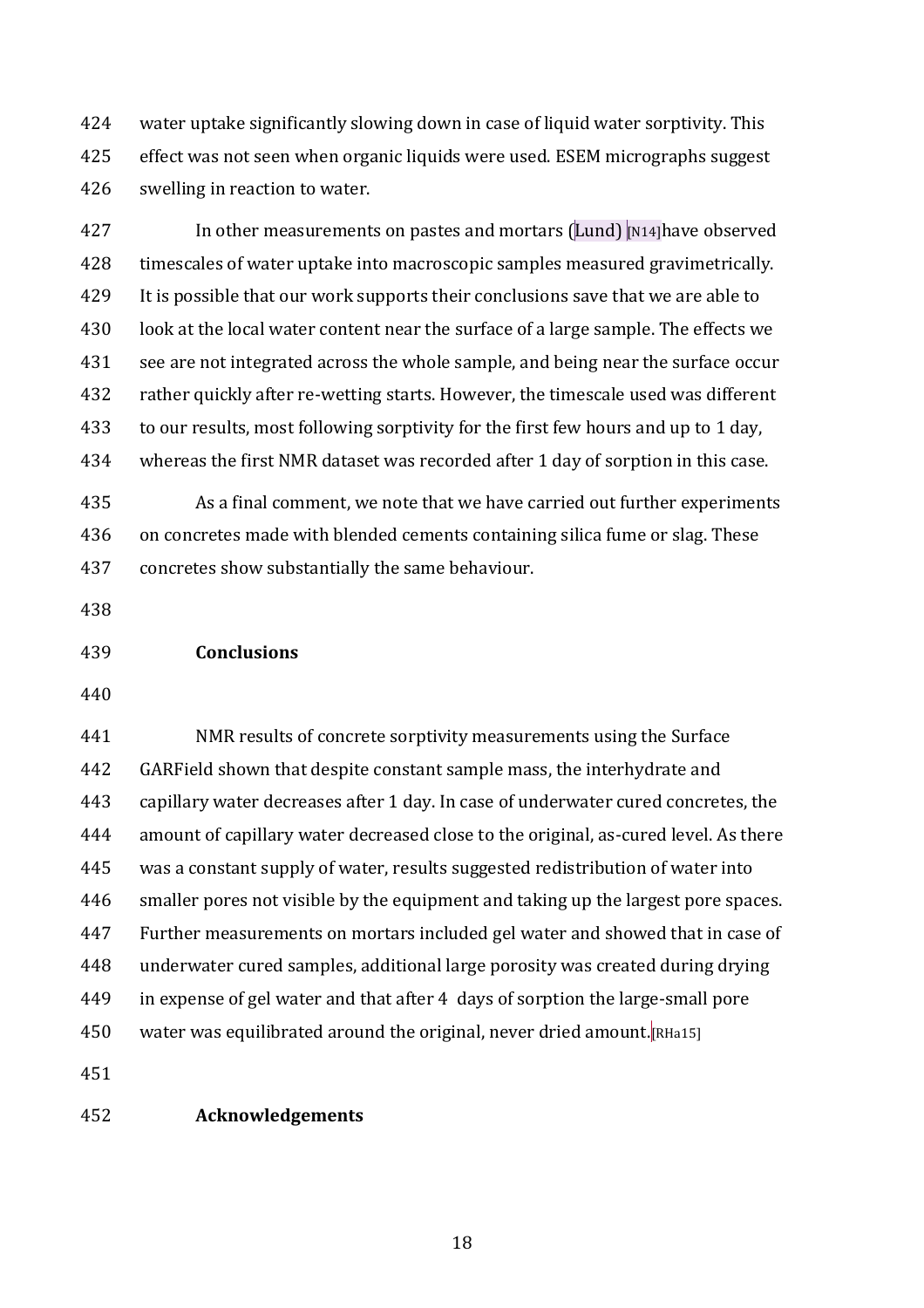water uptake significantly slowing down in case of liquid water sorptivity. This effect was not seen when organic liquids were used. ESEM micrographs suggest swelling in reaction to water.

In other measurements on pastes and mortars (Lund) [N14]have observed timescales of water uptake into macroscopic samples measured gravimetrically. It is possible that our work supports their conclusions save that we are able to look at the local water content near the surface of a large sample. The effects we see are not integrated across the whole sample, and being near the surface occur rather quickly after re-wetting starts. However, the timescale used was different to our results, most following sorptivity for the first few hours and up to 1 day, whereas the first NMR dataset was recorded after 1 day of sorption in this case.

As a final comment, we note that we have carried out further experiments on concretes made with blended cements containing silica fume or slag. These concretes show substantially the same behaviour.

## Conclusions

NMR results of concrete sorptivity measurements using the Surface GARField shown that despite constant sample mass, the interhydrate and capillary water decreases after 1 day. In case of underwater cured concretes, the amount of capillary water decreased close to the original, as-cured level. As there was a constant supply of water, results suggested redistribution of water into smaller pores not visible by the equipment and taking up the largest pore spaces. Further measurements on mortars included gel water and showed that in case of underwater cured samples, additional large porosity was created during drying in expense of gel water and that after 4 days of sorption the large-small pore water was equilibrated around the original, never dried amount.[RHa15]

## Acknowledgements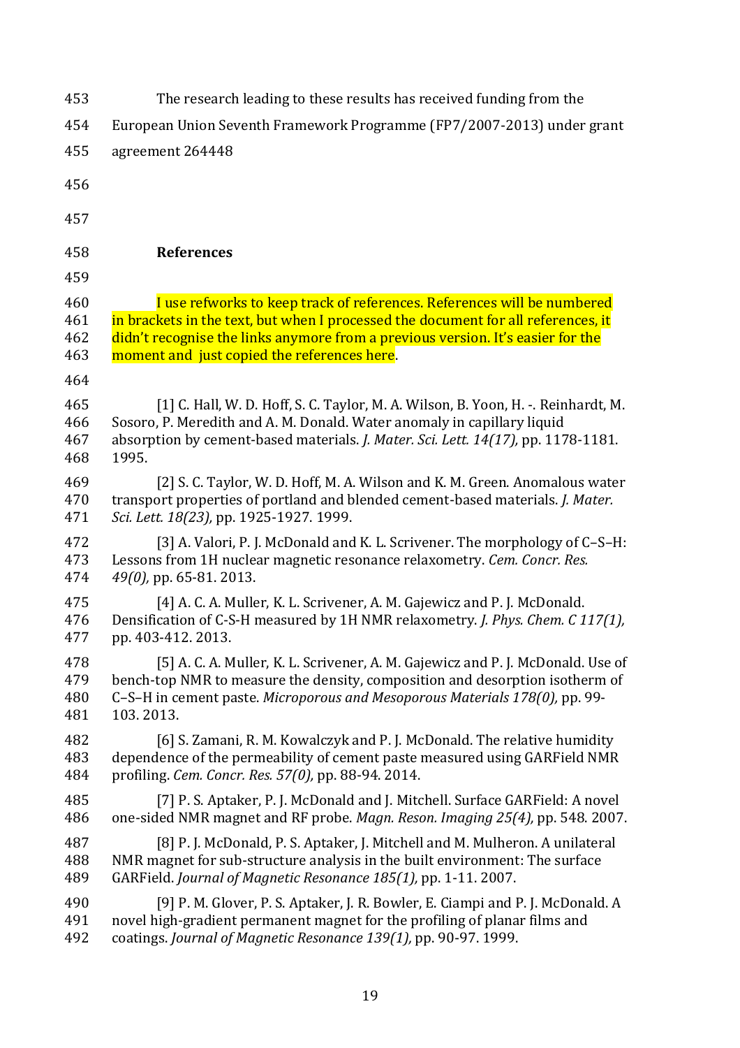The research leading to these results has received funding from the European Union Seventh Framework Programme (FP7/2007-2013) under grant agreement 264448

## References

I use refworks to keep track of references. References will be numbered in brackets in the text, but when I processed the document for all references, it didn't recognise the links anymore from a previous version. It's easier for the moment and just copied the references here.

[1] C. Hall, W. D. Hoff, S. C. Taylor, M. A. Wilson, B. Yoon, H. -. Reinhardt, M. Sosoro, P. Meredith and A. M. Donald. Water anomaly in capillary liquid absorption by cement-based materials. *J. Mater. Sci. Lett. 14(17),* pp. 1178-1181. 1995.

[2] S. C. Taylor, W. D. Hoff, M. A. Wilson and K. M. Green. Anomalous water transport properties of portland and blended cement-based materials. *J. Mater. Sci. Lett. 18(23),* pp. 1925-1927. 1999.

[3] A. Valori, P. J. McDonald and K. L. Scrivener. The morphology of C–S–H: Lessons from 1H nuclear magnetic resonance relaxometry. *Cem. Concr. Res. 49(0),* pp. 65-81. 2013.

[4] A. C. A. Muller, K. L. Scrivener, A. M. Gajewicz and P. J. McDonald. Densification of C-S-H measured by 1H NMR relaxometry. *J. Phys. Chem. C 117(1),* pp. 403-412. 2013.

[5] A. C. A. Muller, K. L. Scrivener, A. M. Gajewicz and P. J. McDonald. Use of bench-top NMR to measure the density, composition and desorption isotherm of C–S–H in cement paste. *Microporous and Mesoporous Materials 178(0),* pp. 99-103. 2013.

[6] S. Zamani, R. M. Kowalczyk and P. J. McDonald. The relative humidity dependence of the permeability of cement paste measured using GARField NMR profiling. *Cem. Concr. Res. 57(0),* pp. 88-94. 2014.

[7] P. S. Aptaker, P. J. McDonald and J. Mitchell. Surface GARField: A novel one-sided NMR magnet and RF probe. *Magn. Reson. Imaging 25(4),* pp. 548. 2007.

[8] P. J. McDonald, P. S. Aptaker, J. Mitchell and M. Mulheron. A unilateral NMR magnet for sub-structure analysis in the built environment: The surface GARField. *Journal of Magnetic Resonance 185(1),* pp. 1-11. 2007.

[9] P. M. Glover, P. S. Aptaker, J. R. Bowler, E. Ciampi and P. J. McDonald. A novel high-gradient permanent magnet for the profiling of planar films and coatings. *Journal of Magnetic Resonance 139(1),* pp. 90-97. 1999.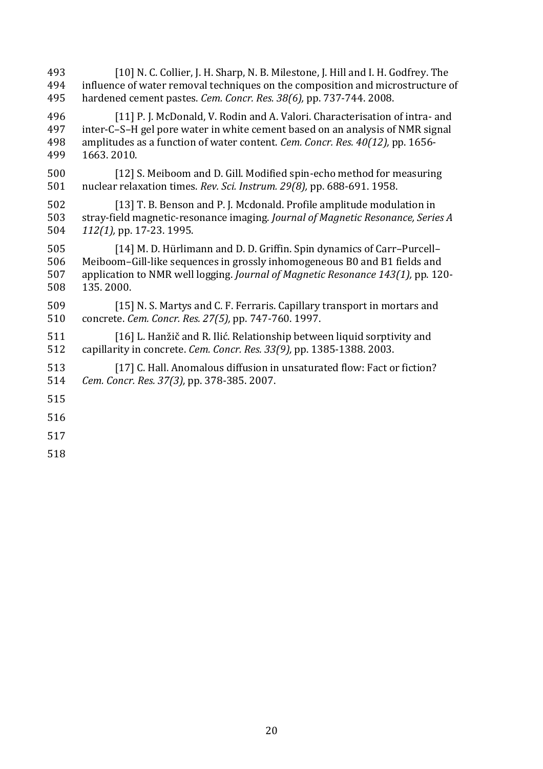[10] N. C. Collier, J. H. Sharp, N. B. Milestone, J. Hill and I. H. Godfrey. The influence of water removal techniques on the composition and microstructure of hardened cement pastes. *Cem. Concr. Res. 38(6),* pp. 737-744. 2008.

[11] P. J. McDonald, V. Rodin and A. Valori. Characterisation of intra- and inter-C–S–H gel pore water in white cement based on an analysis of NMR signal amplitudes as a function of water content. *Cem. Concr. Res. 40(12),* pp. 1656-1663. 2010.

[12] S. Meiboom and D. Gill. Modified spin-echo method for measuring nuclear relaxation times. *Rev. Sci. Instrum. 29(8),* pp. 688-691. 1958.

[13] T. B. Benson and P. J. Mcdonald. Profile amplitude modulation in stray-field magnetic-resonance imaging. *Journal of Magnetic Resonance, Series A 112(1),* pp. 17-23. 1995.

[14] M. D. Hürlimann and D. D. Griffin. Spin dynamics of Carr–Purcell–Meiboom–Gill-like sequences in grossly inhomogeneous B0 and B1 fields and application to NMR well logging. *Journal of Magnetic Resonance 143(1),* pp. 120-135. 2000.

[15] N. S. Martys and C. F. Ferraris. Capillary transport in mortars and concrete. *Cem. Concr. Res. 27(5),* pp. 747-760. 1997.

[16] L. Hanžič and R. Ilić. Relationship between liquid sorptivity and capillarity in concrete. *Cem. Concr. Res. 33(9),* pp. 1385-1388. 2003.

[17] C. Hall. Anomalous diffusion in unsaturated flow: Fact or fiction? *Cem. Concr. Res. 37(3),* pp. 378-385. 2007.